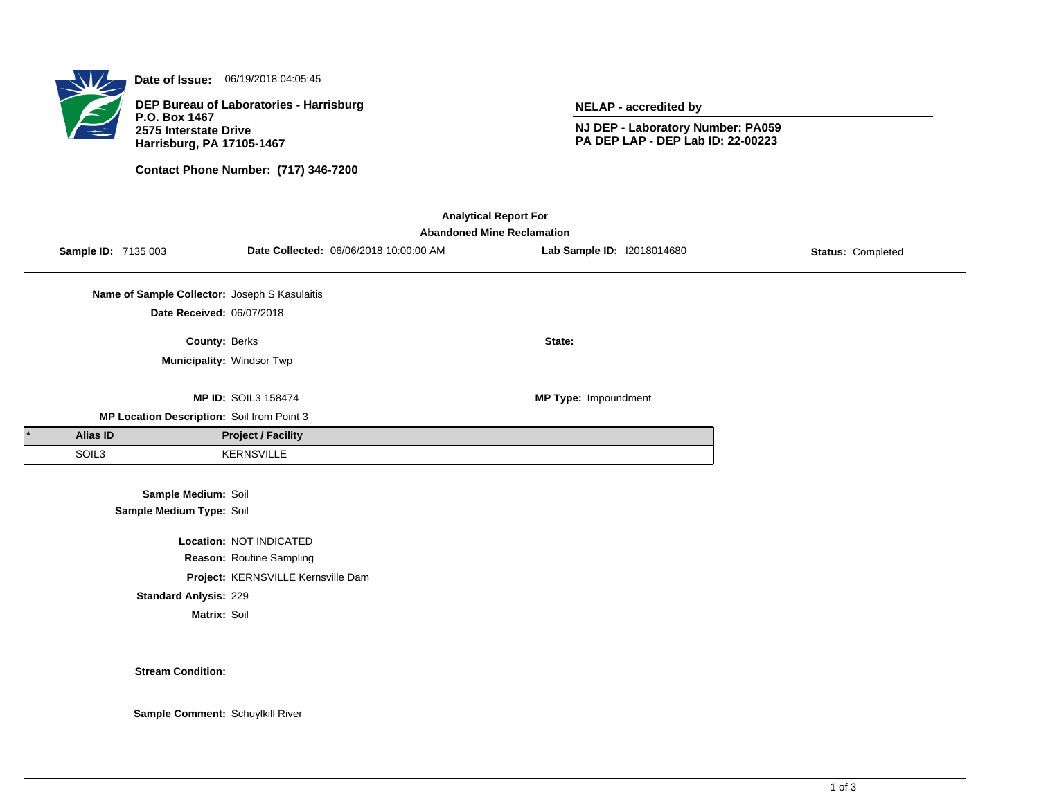**Date of Issue:** 06/19/2018 04:05:45

**DEP Bureau of Laboratories - Harrisburg**
**P.O. Box 1467**
**2575 Interstate Drive**
**Harrisburg, PA 17105-1467**

**Contact Phone Number: (717) 346-7200**

**NELAP - accredited by**

**NJ DEP - Laboratory Number: PA059**
**PA DEP LAP - DEP Lab ID: 22-00223**

## Analytical Report For
## Abandoned Mine Reclamation

**Sample ID:** 7135 003 **Date Collected:** 06/06/2018 10:00:00 AM **Lab Sample ID:** I2018014680 **Status:** Completed

**Name of Sample Collector:** Joseph S Kasulaitis

**Date Received:** 06/07/2018

**County:** Berks **State:**

**Municipality:** Windsor Twp

**MP ID:** SOIL3 158474 **MP Type:** Impoundment

**MP Location Description:** Soil from Point 3

| * | Alias ID | Project / Facility |
|---|---|---|
| | SOIL3 | KERNSVILLE |

**Sample Medium:** Soil
**Sample Medium Type:** Soil

**Location:** NOT INDICATED
**Reason:** Routine Sampling
**Project:** KERNSVILLE Kernsville Dam
**Standard Anlysis:** 229
**Matrix:** Soil

**Stream Condition:**

**Sample Comment:** Schuylkill River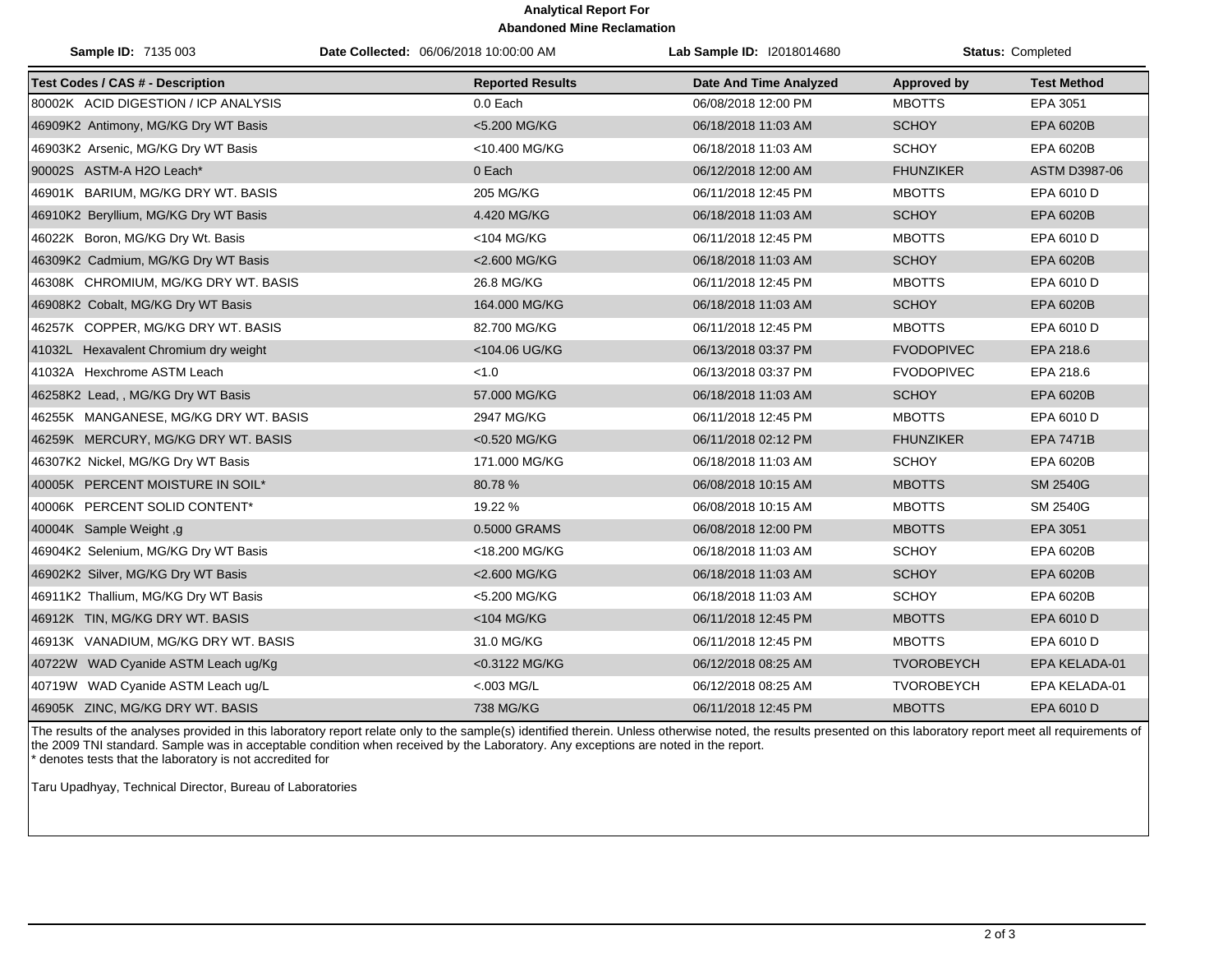**Analytical Report For**
**Abandoned Mine Reclamation**

**Sample ID:** 7135 003 | **Date Collected:** 06/06/2018 10:00:00 AM | **Lab Sample ID:** I2018014680 | **Status:** Completed

| Test Codes / CAS # - Description | Reported Results | Date And Time Analyzed | Approved by | Test Method |
|---|---|---|---|---|
| 80002K ACID DIGESTION / ICP ANALYSIS | 0.0 Each | 06/08/2018 12:00 PM | MBOTTS | EPA 3051 |
| 46909K2 Antimony, MG/KG Dry WT Basis | <5.200 MG/KG | 06/18/2018 11:03 AM | SCHOY | EPA 6020B |
| 46903K2 Arsenic, MG/KG Dry WT Basis | <10.400 MG/KG | 06/18/2018 11:03 AM | SCHOY | EPA 6020B |
| 90002S ASTM-A H2O Leach* | 0 Each | 06/12/2018 12:00 AM | FHUNZIKER | ASTM D3987-06 |
| 46901K BARIUM, MG/KG DRY WT. BASIS | 205 MG/KG | 06/11/2018 12:45 PM | MBOTTS | EPA 6010 D |
| 46910K2 Beryllium, MG/KG Dry WT Basis | 4.420 MG/KG | 06/18/2018 11:03 AM | SCHOY | EPA 6020B |
| 46022K Boron, MG/KG Dry Wt. Basis | <104 MG/KG | 06/11/2018 12:45 PM | MBOTTS | EPA 6010 D |
| 46309K2 Cadmium, MG/KG Dry WT Basis | <2.600 MG/KG | 06/18/2018 11:03 AM | SCHOY | EPA 6020B |
| 46308K CHROMIUM, MG/KG DRY WT. BASIS | 26.8 MG/KG | 06/11/2018 12:45 PM | MBOTTS | EPA 6010 D |
| 46908K2 Cobalt, MG/KG Dry WT Basis | 164.000 MG/KG | 06/18/2018 11:03 AM | SCHOY | EPA 6020B |
| 46257K COPPER, MG/KG DRY WT. BASIS | 82.700 MG/KG | 06/11/2018 12:45 PM | MBOTTS | EPA 6010 D |
| 41032L Hexavalent Chromium dry weight | <104.06 UG/KG | 06/13/2018 03:37 PM | FVODOPIVEC | EPA 218.6 |
| 41032A Hexchrome ASTM Leach | <1.0 | 06/13/2018 03:37 PM | FVODOPIVEC | EPA 218.6 |
| 46258K2 Lead, , MG/KG Dry WT Basis | 57.000 MG/KG | 06/18/2018 11:03 AM | SCHOY | EPA 6020B |
| 46255K MANGANESE, MG/KG DRY WT. BASIS | 2947 MG/KG | 06/11/2018 12:45 PM | MBOTTS | EPA 6010 D |
| 46259K MERCURY, MG/KG DRY WT. BASIS | <0.520 MG/KG | 06/11/2018 02:12 PM | FHUNZIKER | EPA 7471B |
| 46307K2 Nickel, MG/KG Dry WT Basis | 171.000 MG/KG | 06/18/2018 11:03 AM | SCHOY | EPA 6020B |
| 40005K PERCENT MOISTURE IN SOIL* | 80.78 % | 06/08/2018 10:15 AM | MBOTTS | SM 2540G |
| 40006K PERCENT SOLID CONTENT* | 19.22 % | 06/08/2018 10:15 AM | MBOTTS | SM 2540G |
| 40004K Sample Weight ,g | 0.5000 GRAMS | 06/08/2018 12:00 PM | MBOTTS | EPA 3051 |
| 46904K2 Selenium, MG/KG Dry WT Basis | <18.200 MG/KG | 06/18/2018 11:03 AM | SCHOY | EPA 6020B |
| 46902K2 Silver, MG/KG Dry WT Basis | <2.600 MG/KG | 06/18/2018 11:03 AM | SCHOY | EPA 6020B |
| 46911K2 Thallium, MG/KG Dry WT Basis | <5.200 MG/KG | 06/18/2018 11:03 AM | SCHOY | EPA 6020B |
| 46912K TIN, MG/KG DRY WT. BASIS | <104 MG/KG | 06/11/2018 12:45 PM | MBOTTS | EPA 6010 D |
| 46913K VANADIUM, MG/KG DRY WT. BASIS | 31.0 MG/KG | 06/11/2018 12:45 PM | MBOTTS | EPA 6010 D |
| 40722W WAD Cyanide ASTM Leach ug/Kg | <0.3122 MG/KG | 06/12/2018 08:25 AM | TVOROBEYCH | EPA KELADA-01 |
| 40719W WAD Cyanide ASTM Leach ug/L | <.003 MG/L | 06/12/2018 08:25 AM | TVOROBEYCH | EPA KELADA-01 |
| 46905K ZINC, MG/KG DRY WT. BASIS | 738 MG/KG | 06/11/2018 12:45 PM | MBOTTS | EPA 6010 D |

The results of the analyses provided in this laboratory report relate only to the sample(s) identified therein. Unless otherwise noted, the results presented on this laboratory report meet all requirements of the 2009 TNI standard. Sample was in acceptable condition when received by the Laboratory. Any exceptions are noted in the report.
* denotes tests that the laboratory is not accredited for

Taru Upadhyay, Technical Director, Bureau of Laboratories